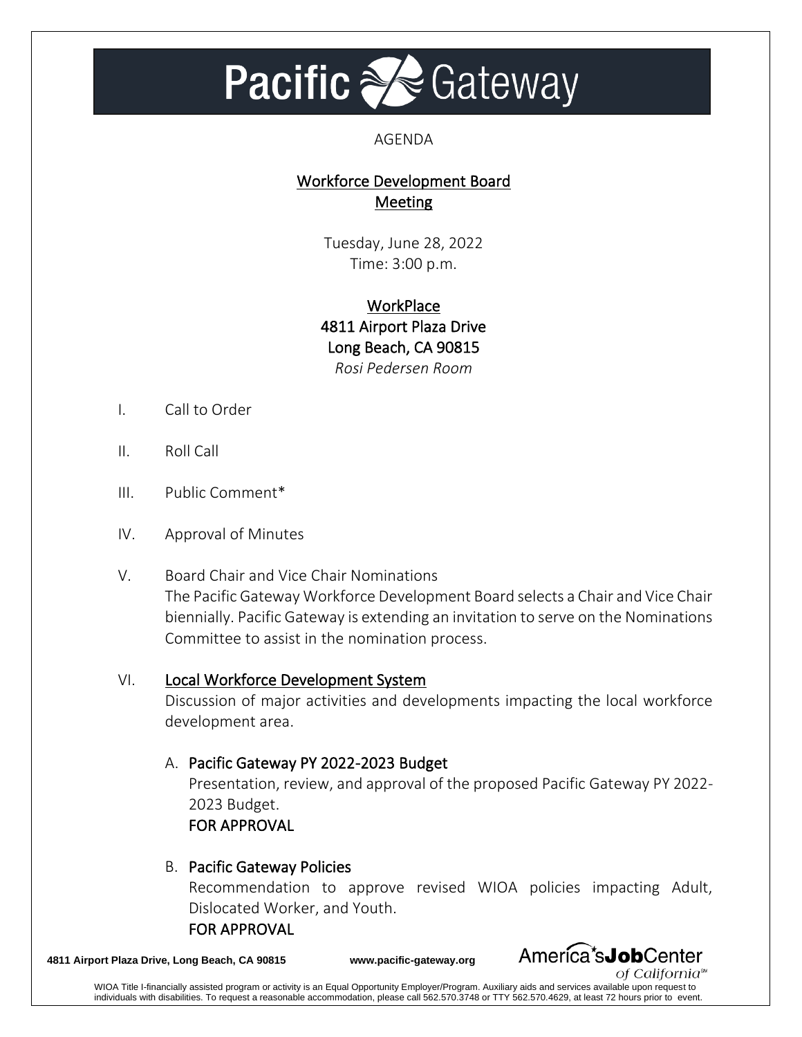# Pacific Gateway

AGENDA

## Workforce Development Board Meeting

Tuesday, June 28, 2022
Time: 3:00 p.m.

**WorkPlace**
**4811 Airport Plaza Drive**
**Long Beach, CA 90815**
*Rosi Pedersen Room*

I. Call to Order

II. Roll Call

III. Public Comment*

IV. Approval of Minutes

V. Board Chair and Vice Chair Nominations
The Pacific Gateway Workforce Development Board selects a Chair and Vice Chair biennially. Pacific Gateway is extending an invitation to serve on the Nominations Committee to assist in the nomination process.

VI. Local Workforce Development System
Discussion of major activities and developments impacting the local workforce development area.

A. **Pacific Gateway PY 2022-2023 Budget**
Presentation, review, and approval of the proposed Pacific Gateway PY 2022-2023 Budget.
**FOR APPROVAL**

B. **Pacific Gateway Policies**
Recommendation to approve revised WIOA policies impacting Adult, Dislocated Worker, and Youth.
**FOR APPROVAL**

4811 Airport Plaza Drive, Long Beach, CA 90815 www.pacific-gateway.org America's JobCenter of California℠

WIOA Title I-financially assisted program or activity is an Equal Opportunity Employer/Program. Auxiliary aids and services available upon request to individuals with disabilities. To request a reasonable accommodation, please call 562.570.3748 or TTY 562.570.4629, at least 72 hours prior to event.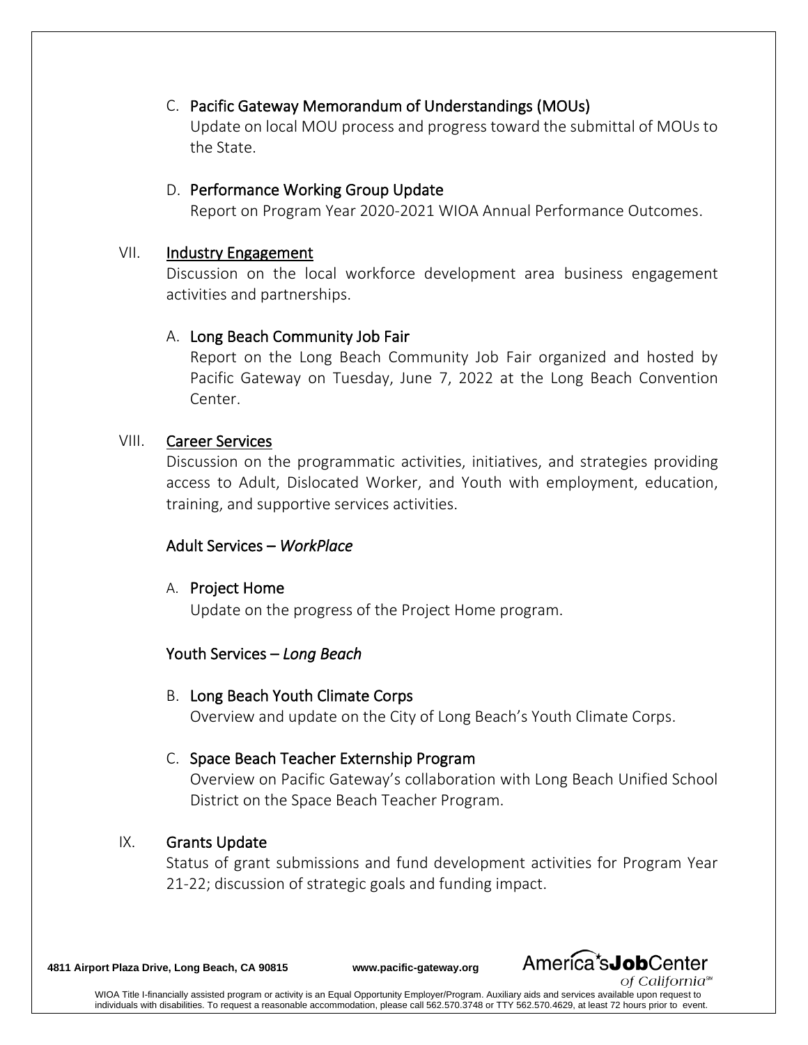C. **Pacific Gateway Memorandum of Understandings (MOUs)**
Update on local MOU process and progress toward the submittal of MOUs to the State.

D. **Performance Working Group Update**
Report on Program Year 2020-2021 WIOA Annual Performance Outcomes.

VII. **Industry Engagement**
Discussion on the local workforce development area business engagement activities and partnerships.

A. **Long Beach Community Job Fair**
Report on the Long Beach Community Job Fair organized and hosted by Pacific Gateway on Tuesday, June 7, 2022 at the Long Beach Convention Center.

VIII. **Career Services**
Discussion on the programmatic activities, initiatives, and strategies providing access to Adult, Dislocated Worker, and Youth with employment, education, training, and supportive services activities.

**Adult Services –** ***WorkPlace***

A. **Project Home**
Update on the progress of the Project Home program.

**Youth Services –** ***Long Beach***

B. **Long Beach Youth Climate Corps**
Overview and update on the City of Long Beach's Youth Climate Corps.

C. **Space Beach Teacher Externship Program**
Overview on Pacific Gateway's collaboration with Long Beach Unified School District on the Space Beach Teacher Program.

IX. **Grants Update**
Status of grant submissions and fund development activities for Program Year 21-22; discussion of strategic goals and funding impact.

**4811 Airport Plaza Drive, Long Beach, CA 90815** **www.pacific-gateway.org**

America's **Job**Center of California℠

WIOA Title I-financially assisted program or activity is an Equal Opportunity Employer/Program. Auxiliary aids and services available upon request to individuals with disabilities. To request a reasonable accommodation, please call 562.570.3748 or TTY 562.570.4629, at least 72 hours prior to event.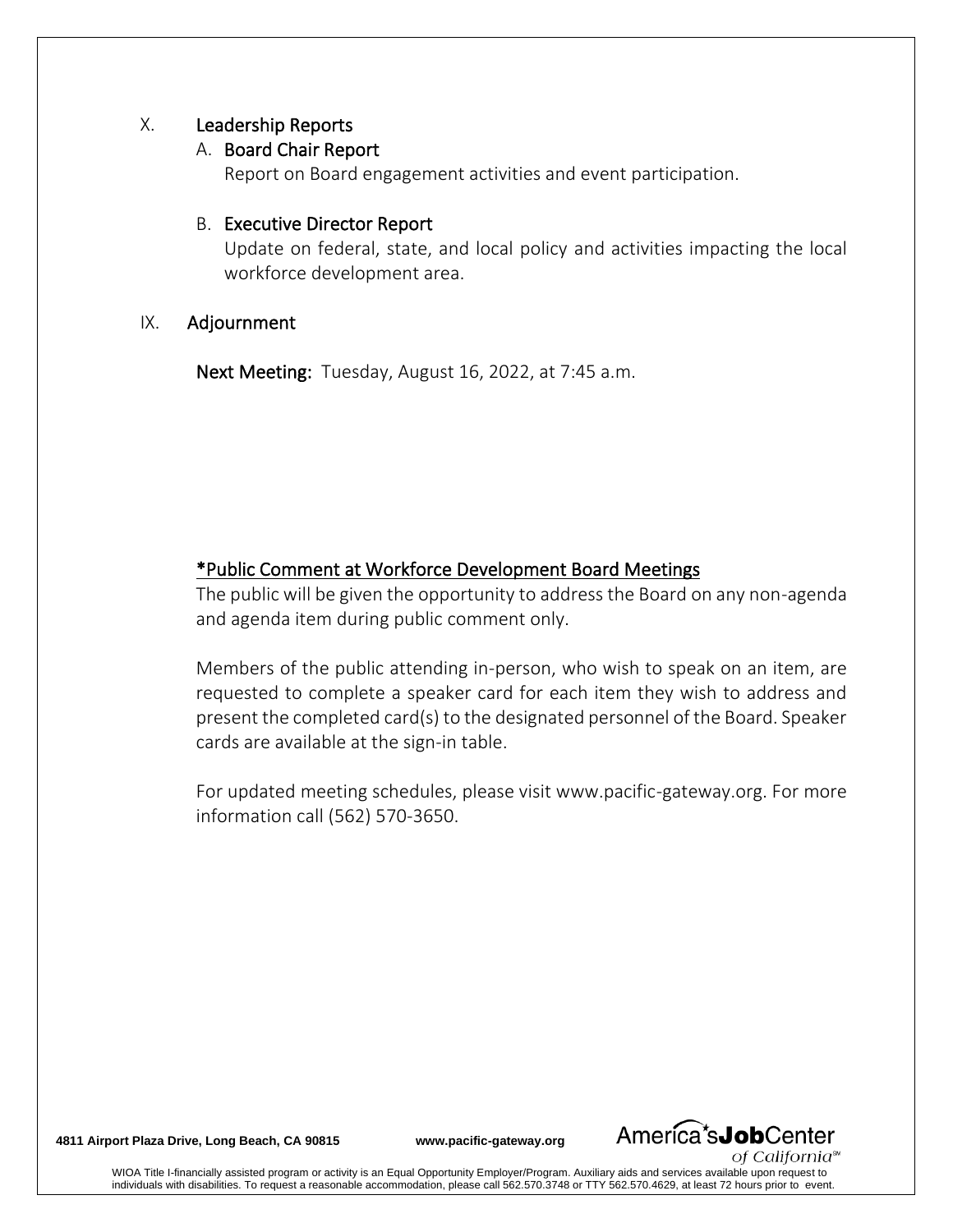X. **Leadership Reports**

A. **Board Chair Report**

Report on Board engagement activities and event participation.

B. **Executive Director Report**

Update on federal, state, and local policy and activities impacting the local workforce development area.

IX. **Adjournment**

**Next Meeting:** Tuesday, August 16, 2022, at 7:45 a.m.

**\*Public Comment at Workforce Development Board Meetings**

The public will be given the opportunity to address the Board on any non-agenda and agenda item during public comment only.

Members of the public attending in-person, who wish to speak on an item, are requested to complete a speaker card for each item they wish to address and present the completed card(s) to the designated personnel of the Board. Speaker cards are available at the sign-in table.

For updated meeting schedules, please visit www.pacific-gateway.org. For more information call (562) 570-3650.

**4811 Airport Plaza Drive, Long Beach, CA 90815** **www.pacific-gateway.org**

America's Job Center of California

WIOA Title I-financially assisted program or activity is an Equal Opportunity Employer/Program. Auxiliary aids and services available upon request to individuals with disabilities. To request a reasonable accommodation, please call 562.570.3748 or TTY 562.570.4629, at least 72 hours prior to event.